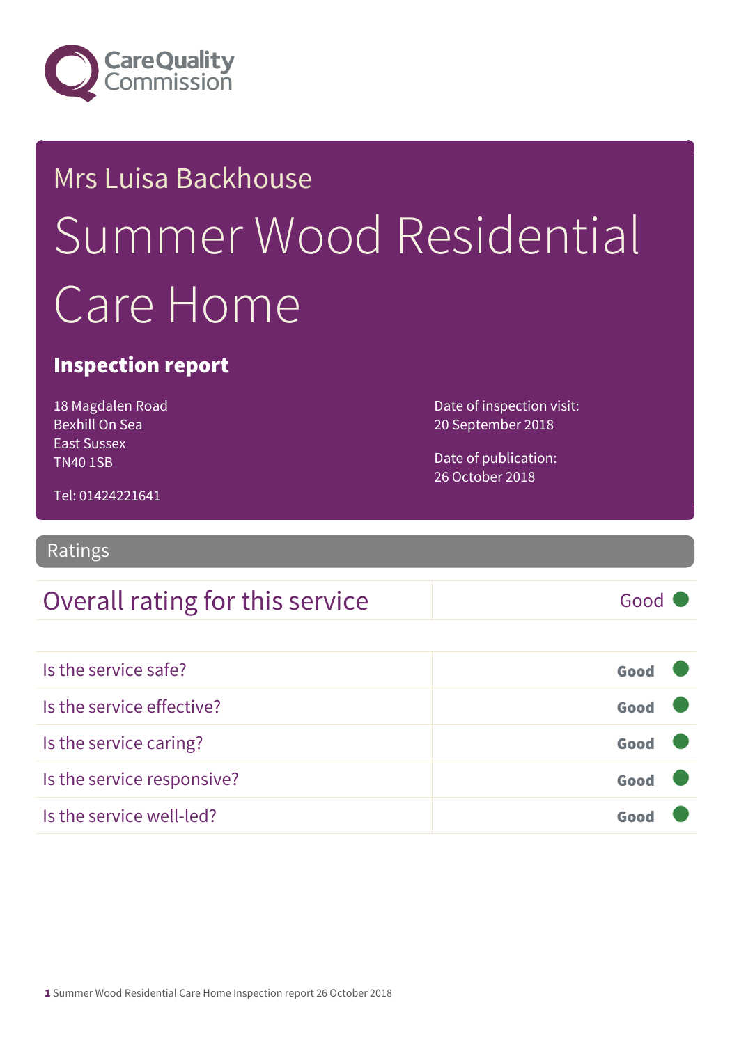Mrs Luisa Backhouse

# Summer Wood Residential Care Home

## Inspection report

18 Magdalen Road
Bexhill On Sea
East Sussex
TN40 1SB

Tel: 01424221641

Date of inspection visit:
20 September 2018

Date of publication:
26 October 2018

## Ratings

| Overall rating for this service | Good |
| --- | --- |

| | |
| --- | --- |
| Is the service safe? | Good |
| Is the service effective? | Good |
| Is the service caring? | Good |
| Is the service responsive? | Good |
| Is the service well-led? | Good |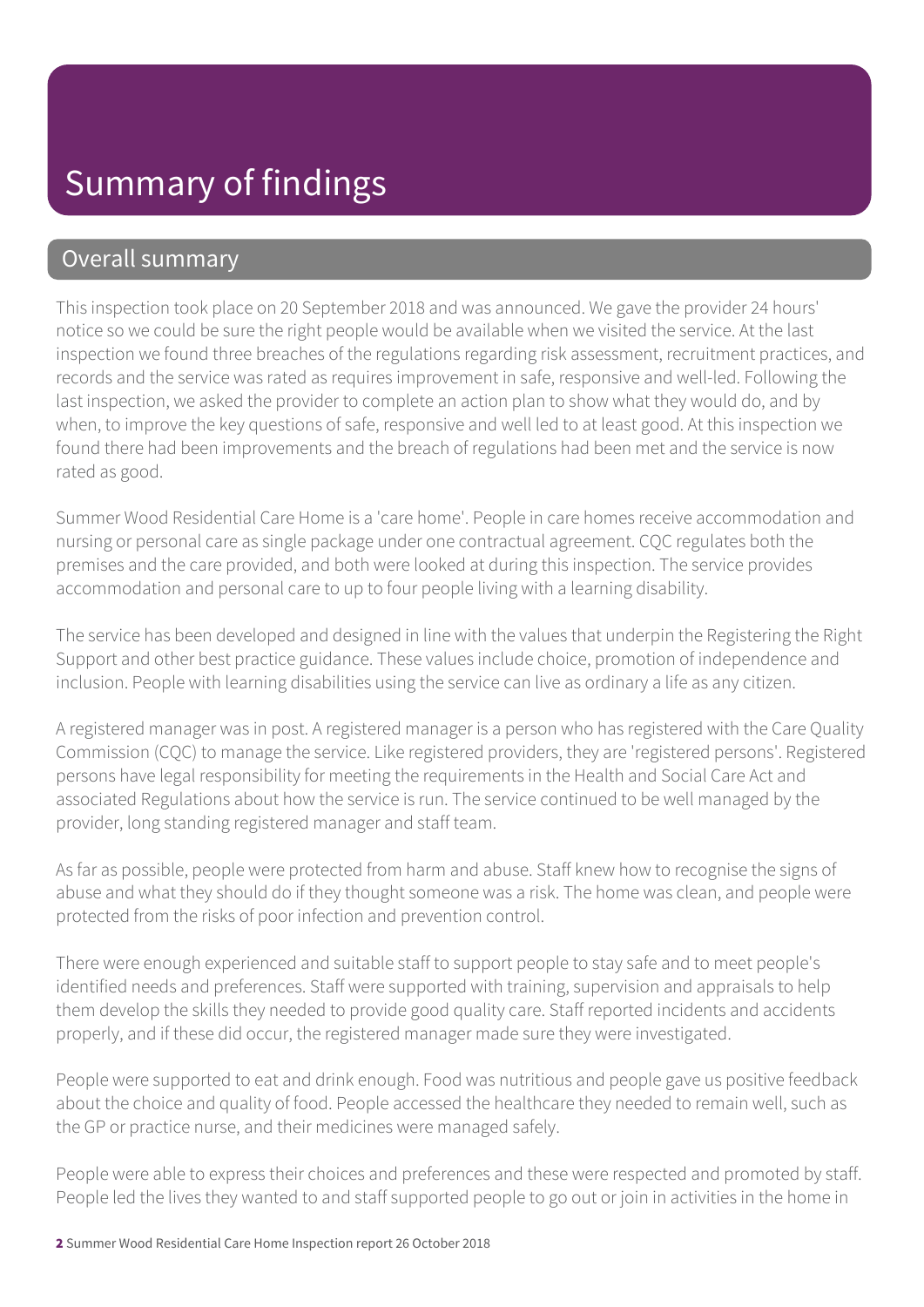# Summary of findings

## Overall summary

This inspection took place on 20 September 2018 and was announced. We gave the provider 24 hours' notice so we could be sure the right people would be available when we visited the service. At the last inspection we found three breaches of the regulations regarding risk assessment, recruitment practices, and records and the service was rated as requires improvement in safe, responsive and well-led. Following the last inspection, we asked the provider to complete an action plan to show what they would do, and by when, to improve the key questions of safe, responsive and well led to at least good. At this inspection we found there had been improvements and the breach of regulations had been met and the service is now rated as good.

Summer Wood Residential Care Home is a 'care home'. People in care homes receive accommodation and nursing or personal care as single package under one contractual agreement. CQC regulates both the premises and the care provided, and both were looked at during this inspection. The service provides accommodation and personal care to up to four people living with a learning disability.

The service has been developed and designed in line with the values that underpin the Registering the Right Support and other best practice guidance. These values include choice, promotion of independence and inclusion. People with learning disabilities using the service can live as ordinary a life as any citizen.

A registered manager was in post. A registered manager is a person who has registered with the Care Quality Commission (CQC) to manage the service. Like registered providers, they are 'registered persons'. Registered persons have legal responsibility for meeting the requirements in the Health and Social Care Act and associated Regulations about how the service is run. The service continued to be well managed by the provider, long standing registered manager and staff team.

As far as possible, people were protected from harm and abuse. Staff knew how to recognise the signs of abuse and what they should do if they thought someone was a risk. The home was clean, and people were protected from the risks of poor infection and prevention control.

There were enough experienced and suitable staff to support people to stay safe and to meet people's identified needs and preferences. Staff were supported with training, supervision and appraisals to help them develop the skills they needed to provide good quality care. Staff reported incidents and accidents properly, and if these did occur, the registered manager made sure they were investigated.

People were supported to eat and drink enough. Food was nutritious and people gave us positive feedback about the choice and quality of food. People accessed the healthcare they needed to remain well, such as the GP or practice nurse, and their medicines were managed safely.

People were able to express their choices and preferences and these were respected and promoted by staff. People led the lives they wanted to and staff supported people to go out or join in activities in the home in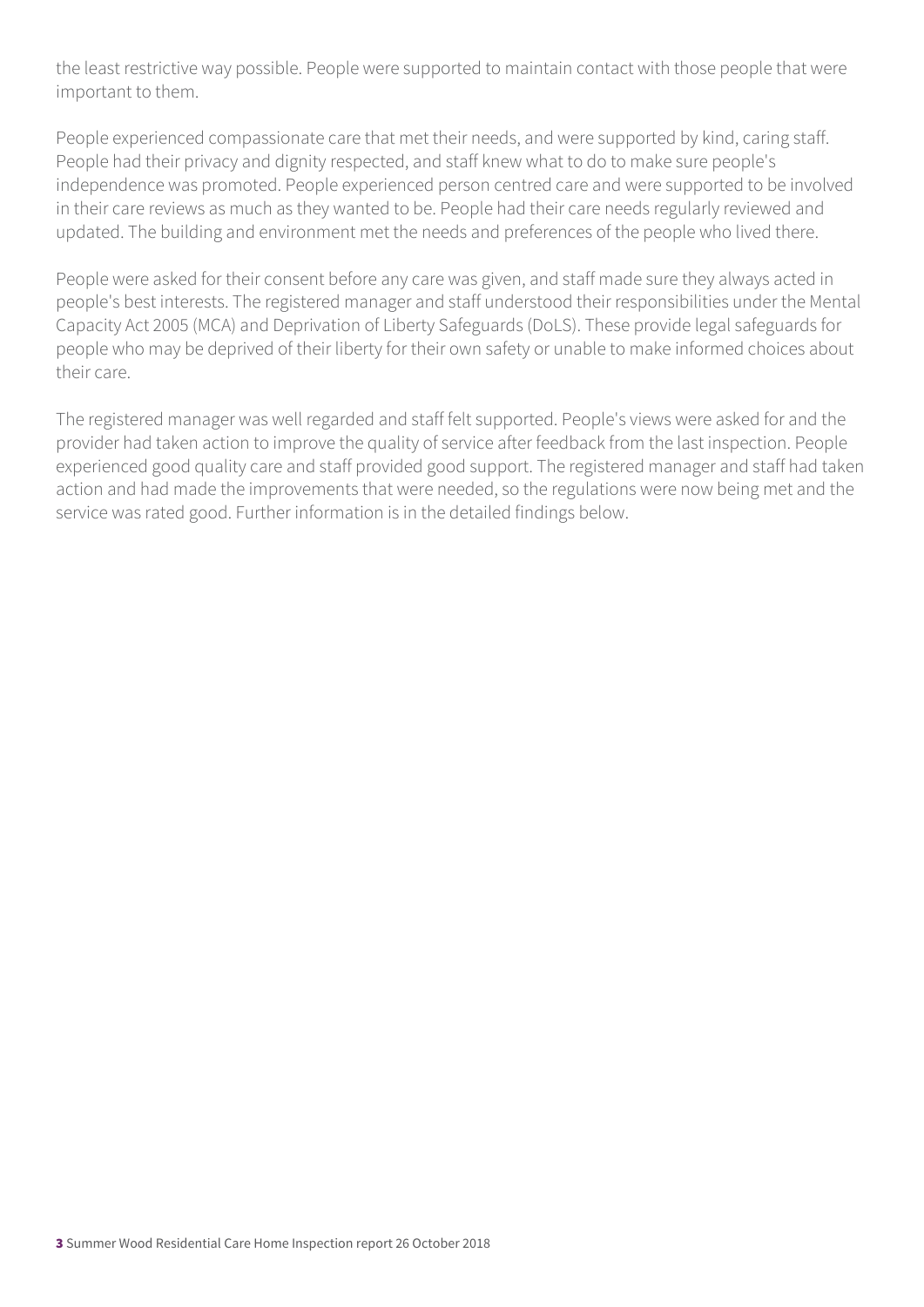the least restrictive way possible. People were supported to maintain contact with those people that were important to them.

People experienced compassionate care that met their needs, and were supported by kind, caring staff. People had their privacy and dignity respected, and staff knew what to do to make sure people's independence was promoted. People experienced person centred care and were supported to be involved in their care reviews as much as they wanted to be. People had their care needs regularly reviewed and updated. The building and environment met the needs and preferences of the people who lived there.

People were asked for their consent before any care was given, and staff made sure they always acted in people's best interests. The registered manager and staff understood their responsibilities under the Mental Capacity Act 2005 (MCA) and Deprivation of Liberty Safeguards (DoLS). These provide legal safeguards for people who may be deprived of their liberty for their own safety or unable to make informed choices about their care.

The registered manager was well regarded and staff felt supported. People's views were asked for and the provider had taken action to improve the quality of service after feedback from the last inspection. People experienced good quality care and staff provided good support. The registered manager and staff had taken action and had made the improvements that were needed, so the regulations were now being met and the service was rated good. Further information is in the detailed findings below.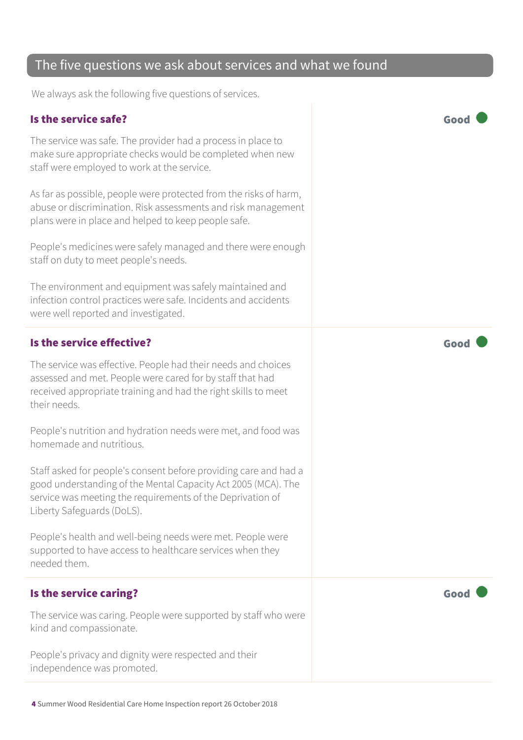## The five questions we ask about services and what we found

We always ask the following five questions of services.

### Is the service safe?

**Good**

The service was safe. The provider had a process in place to make sure appropriate checks would be completed when new staff were employed to work at the service.

As far as possible, people were protected from the risks of harm, abuse or discrimination. Risk assessments and risk management plans were in place and helped to keep people safe.

People's medicines were safely managed and there were enough staff on duty to meet people's needs.

The environment and equipment was safely maintained and infection control practices were safe. Incidents and accidents were well reported and investigated.

### Is the service effective?

**Good**

The service was effective. People had their needs and choices assessed and met. People were cared for by staff that had received appropriate training and had the right skills to meet their needs.

People's nutrition and hydration needs were met, and food was homemade and nutritious.

Staff asked for people's consent before providing care and had a good understanding of the Mental Capacity Act 2005 (MCA). The service was meeting the requirements of the Deprivation of Liberty Safeguards (DoLS).

People's health and well-being needs were met. People were supported to have access to healthcare services when they needed them.

### Is the service caring?

**Good**

The service was caring. People were supported by staff who were kind and compassionate.

People's privacy and dignity were respected and their independence was promoted.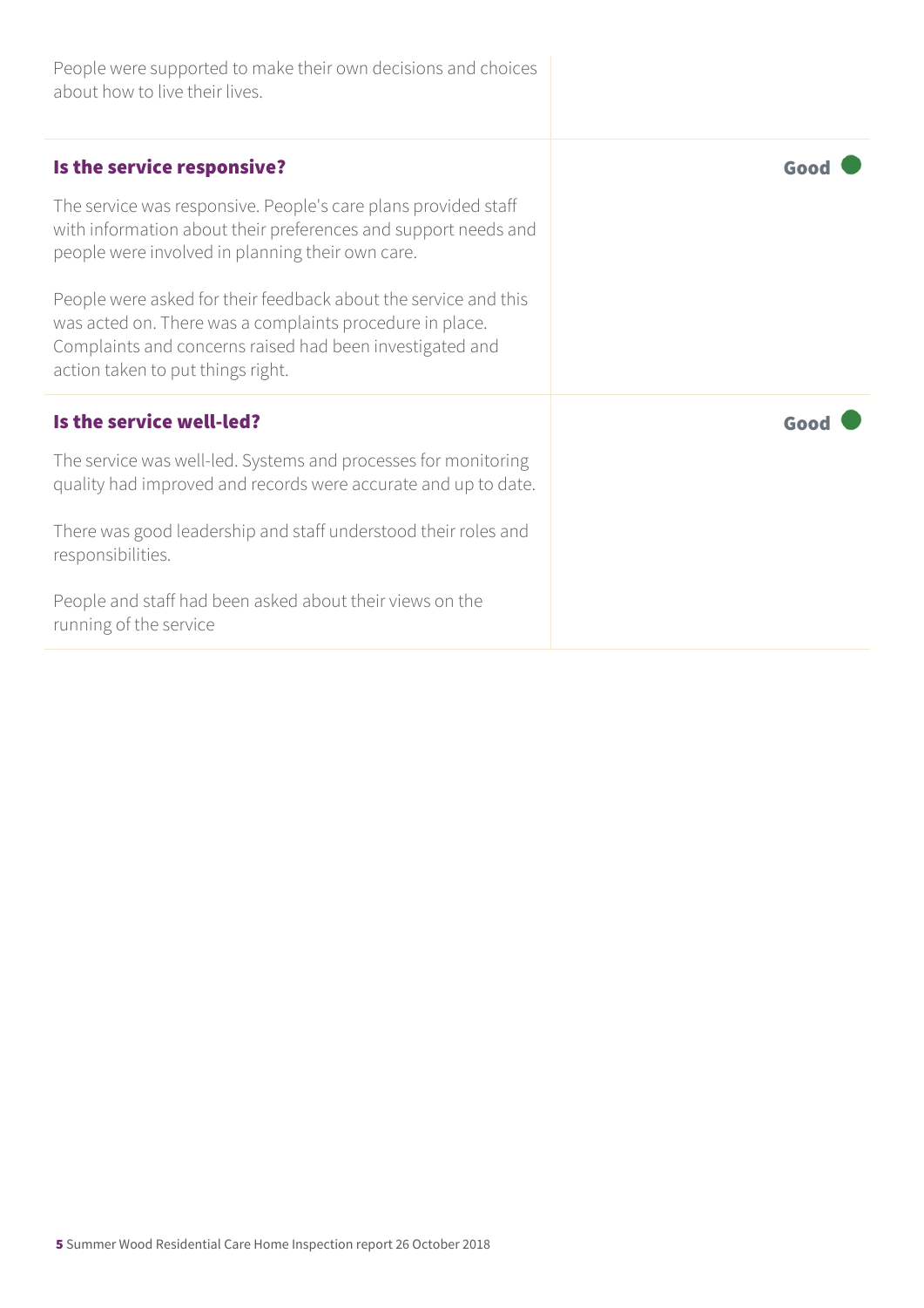People were supported to make their own decisions and choices about how to live their lives.

### Is the service responsive?

**Good**

The service was responsive. People's care plans provided staff with information about their preferences and support needs and people were involved in planning their own care.

People were asked for their feedback about the service and this was acted on. There was a complaints procedure in place. Complaints and concerns raised had been investigated and action taken to put things right.

### Is the service well-led?

**Good**

The service was well-led. Systems and processes for monitoring quality had improved and records were accurate and up to date.

There was good leadership and staff understood their roles and responsibilities.

People and staff had been asked about their views on the running of the service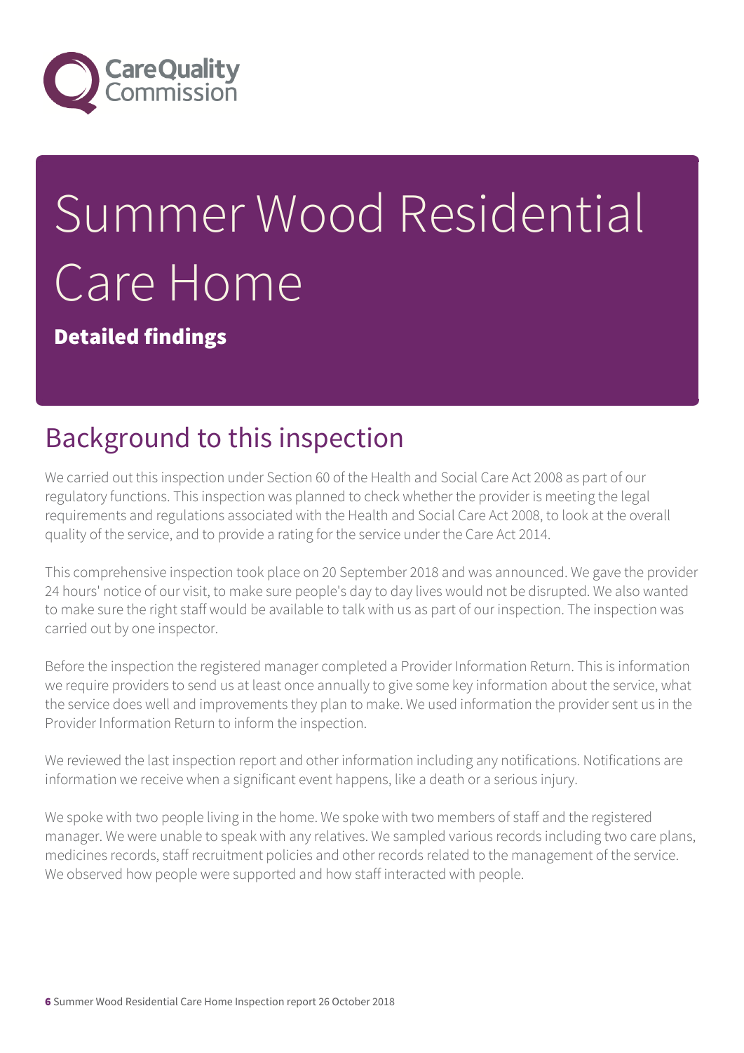# Summer Wood Residential Care Home

**Detailed findings**

## Background to this inspection

We carried out this inspection under Section 60 of the Health and Social Care Act 2008 as part of our regulatory functions. This inspection was planned to check whether the provider is meeting the legal requirements and regulations associated with the Health and Social Care Act 2008, to look at the overall quality of the service, and to provide a rating for the service under the Care Act 2014.

This comprehensive inspection took place on 20 September 2018 and was announced. We gave the provider 24 hours' notice of our visit, to make sure people's day to day lives would not be disrupted. We also wanted to make sure the right staff would be available to talk with us as part of our inspection. The inspection was carried out by one inspector.

Before the inspection the registered manager completed a Provider Information Return. This is information we require providers to send us at least once annually to give some key information about the service, what the service does well and improvements they plan to make. We used information the provider sent us in the Provider Information Return to inform the inspection.

We reviewed the last inspection report and other information including any notifications. Notifications are information we receive when a significant event happens, like a death or a serious injury.

We spoke with two people living in the home. We spoke with two members of staff and the registered manager. We were unable to speak with any relatives. We sampled various records including two care plans, medicines records, staff recruitment policies and other records related to the management of the service. We observed how people were supported and how staff interacted with people.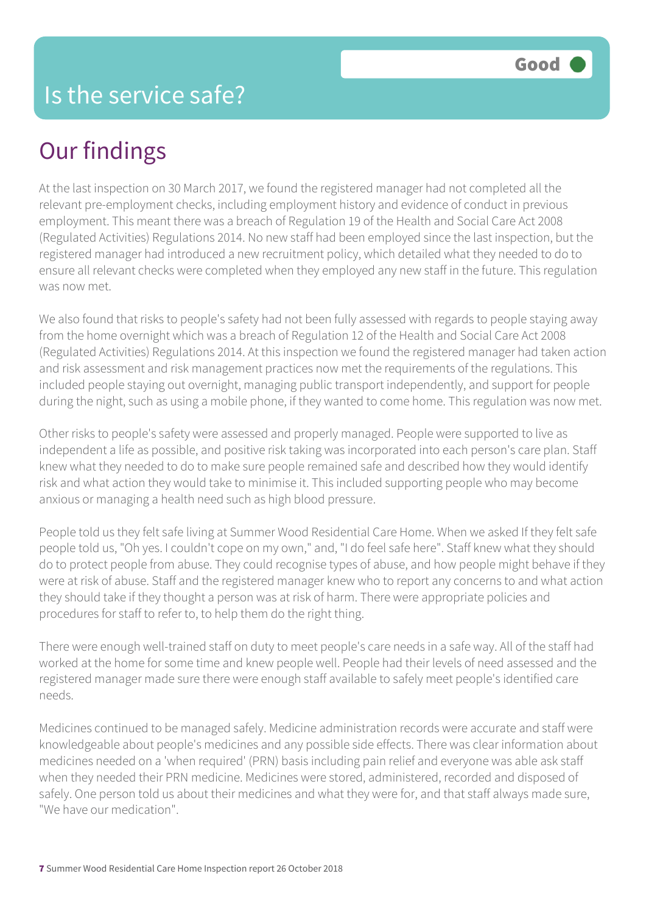# Is the service safe?

**Good**

## Our findings

At the last inspection on 30 March 2017, we found the registered manager had not completed all the relevant pre-employment checks, including employment history and evidence of conduct in previous employment. This meant there was a breach of Regulation 19 of the Health and Social Care Act 2008 (Regulated Activities) Regulations 2014. No new staff had been employed since the last inspection, but the registered manager had introduced a new recruitment policy, which detailed what they needed to do to ensure all relevant checks were completed when they employed any new staff in the future. This regulation was now met.

We also found that risks to people's safety had not been fully assessed with regards to people staying away from the home overnight which was a breach of Regulation 12 of the Health and Social Care Act 2008 (Regulated Activities) Regulations 2014. At this inspection we found the registered manager had taken action and risk assessment and risk management practices now met the requirements of the regulations. This included people staying out overnight, managing public transport independently, and support for people during the night, such as using a mobile phone, if they wanted to come home. This regulation was now met.

Other risks to people's safety were assessed and properly managed. People were supported to live as independent a life as possible, and positive risk taking was incorporated into each person's care plan. Staff knew what they needed to do to make sure people remained safe and described how they would identify risk and what action they would take to minimise it. This included supporting people who may become anxious or managing a health need such as high blood pressure.

People told us they felt safe living at Summer Wood Residential Care Home. When we asked If they felt safe people told us, "Oh yes. I couldn't cope on my own," and, "I do feel safe here". Staff knew what they should do to protect people from abuse. They could recognise types of abuse, and how people might behave if they were at risk of abuse. Staff and the registered manager knew who to report any concerns to and what action they should take if they thought a person was at risk of harm. There were appropriate policies and procedures for staff to refer to, to help them do the right thing.

There were enough well-trained staff on duty to meet people's care needs in a safe way. All of the staff had worked at the home for some time and knew people well. People had their levels of need assessed and the registered manager made sure there were enough staff available to safely meet people's identified care needs.

Medicines continued to be managed safely. Medicine administration records were accurate and staff were knowledgeable about people's medicines and any possible side effects. There was clear information about medicines needed on a 'when required' (PRN) basis including pain relief and everyone was able ask staff when they needed their PRN medicine. Medicines were stored, administered, recorded and disposed of safely. One person told us about their medicines and what they were for, and that staff always made sure, "We have our medication".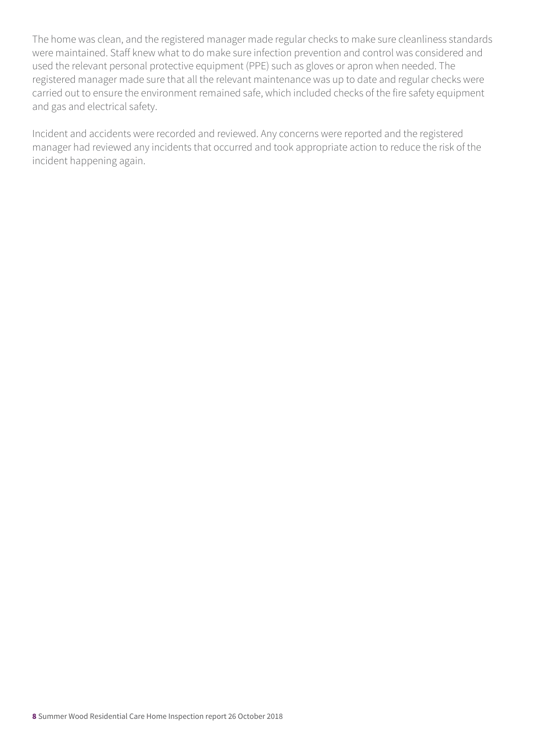The home was clean, and the registered manager made regular checks to make sure cleanliness standards were maintained. Staff knew what to do make sure infection prevention and control was considered and used the relevant personal protective equipment (PPE) such as gloves or apron when needed. The registered manager made sure that all the relevant maintenance was up to date and regular checks were carried out to ensure the environment remained safe, which included checks of the fire safety equipment and gas and electrical safety.

Incident and accidents were recorded and reviewed. Any concerns were reported and the registered manager had reviewed any incidents that occurred and took appropriate action to reduce the risk of the incident happening again.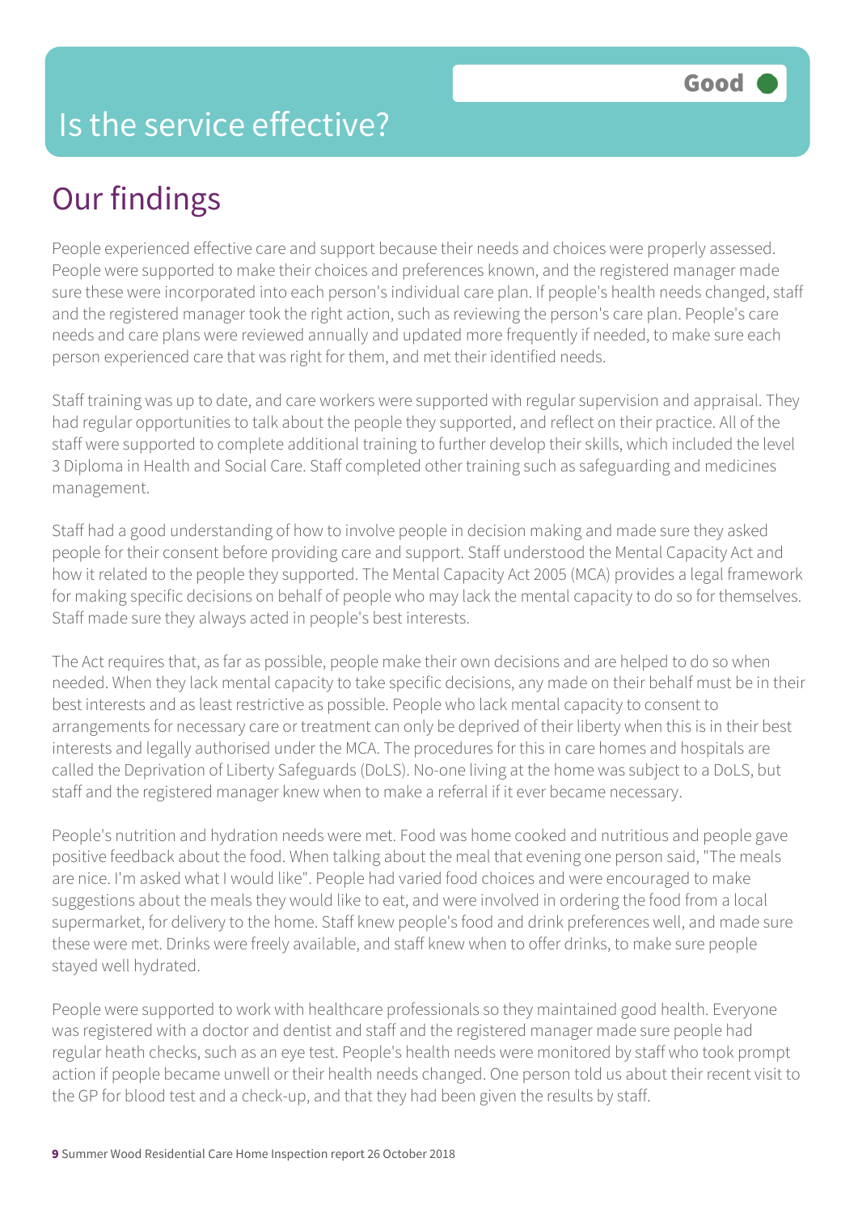# Is the service effective?

Good

## Our findings

People experienced effective care and support because their needs and choices were properly assessed. People were supported to make their choices and preferences known, and the registered manager made sure these were incorporated into each person's individual care plan. If people's health needs changed, staff and the registered manager took the right action, such as reviewing the person's care plan. People's care needs and care plans were reviewed annually and updated more frequently if needed, to make sure each person experienced care that was right for them, and met their identified needs.

Staff training was up to date, and care workers were supported with regular supervision and appraisal. They had regular opportunities to talk about the people they supported, and reflect on their practice. All of the staff were supported to complete additional training to further develop their skills, which included the level 3 Diploma in Health and Social Care. Staff completed other training such as safeguarding and medicines management.

Staff had a good understanding of how to involve people in decision making and made sure they asked people for their consent before providing care and support. Staff understood the Mental Capacity Act and how it related to the people they supported. The Mental Capacity Act 2005 (MCA) provides a legal framework for making specific decisions on behalf of people who may lack the mental capacity to do so for themselves. Staff made sure they always acted in people's best interests.

The Act requires that, as far as possible, people make their own decisions and are helped to do so when needed. When they lack mental capacity to take specific decisions, any made on their behalf must be in their best interests and as least restrictive as possible. People who lack mental capacity to consent to arrangements for necessary care or treatment can only be deprived of their liberty when this is in their best interests and legally authorised under the MCA. The procedures for this in care homes and hospitals are called the Deprivation of Liberty Safeguards (DoLS). No-one living at the home was subject to a DoLS, but staff and the registered manager knew when to make a referral if it ever became necessary.

People's nutrition and hydration needs were met. Food was home cooked and nutritious and people gave positive feedback about the food. When talking about the meal that evening one person said, "The meals are nice. I'm asked what I would like". People had varied food choices and were encouraged to make suggestions about the meals they would like to eat, and were involved in ordering the food from a local supermarket, for delivery to the home. Staff knew people's food and drink preferences well, and made sure these were met. Drinks were freely available, and staff knew when to offer drinks, to make sure people stayed well hydrated.

People were supported to work with healthcare professionals so they maintained good health. Everyone was registered with a doctor and dentist and staff and the registered manager made sure people had regular heath checks, such as an eye test. People's health needs were monitored by staff who took prompt action if people became unwell or their health needs changed. One person told us about their recent visit to the GP for blood test and a check-up, and that they had been given the results by staff.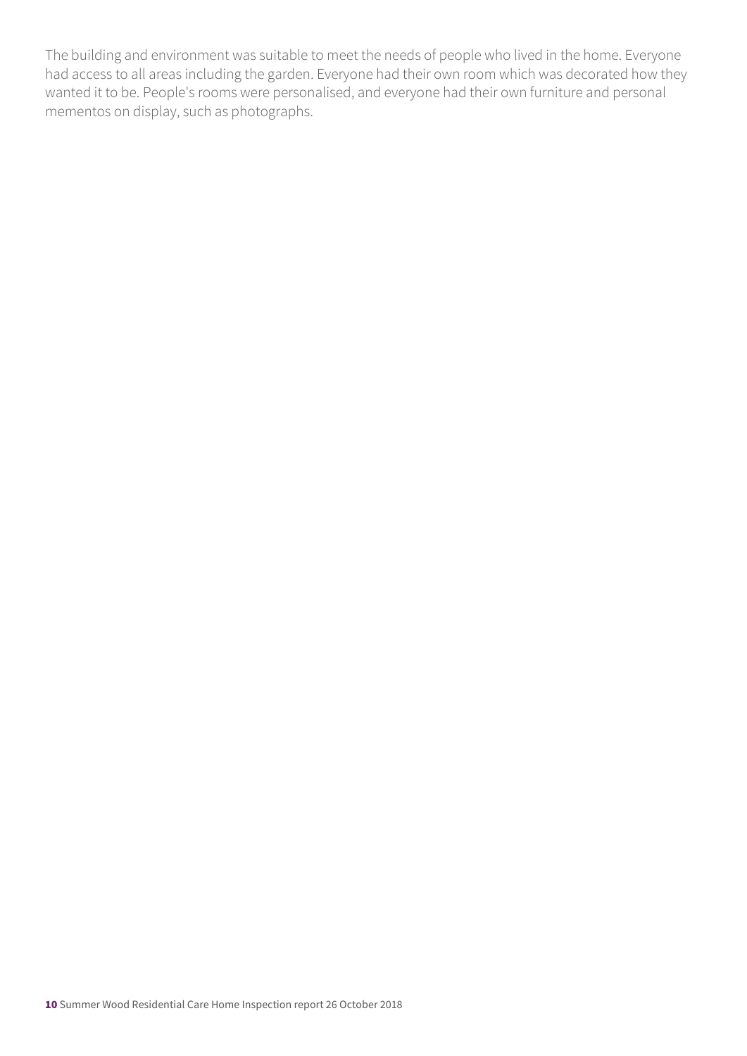The building and environment was suitable to meet the needs of people who lived in the home. Everyone had access to all areas including the garden. Everyone had their own room which was decorated how they wanted it to be. People's rooms were personalised, and everyone had their own furniture and personal mementos on display, such as photographs.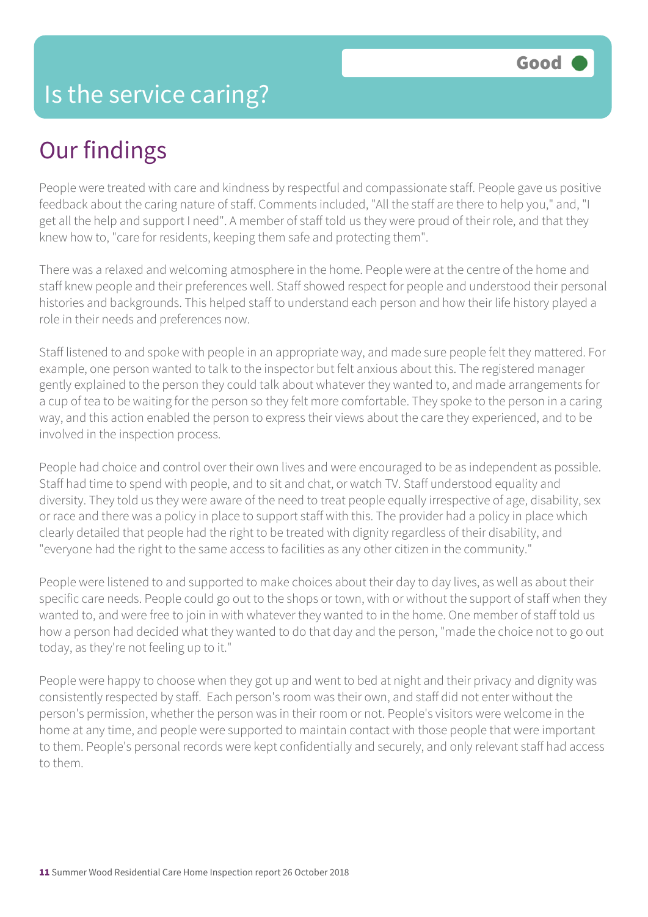# Is the service caring?

Good

## Our findings

People were treated with care and kindness by respectful and compassionate staff. People gave us positive feedback about the caring nature of staff. Comments included, "All the staff are there to help you," and, "I get all the help and support I need". A member of staff told us they were proud of their role, and that they knew how to, "care for residents, keeping them safe and protecting them".

There was a relaxed and welcoming atmosphere in the home. People were at the centre of the home and staff knew people and their preferences well. Staff showed respect for people and understood their personal histories and backgrounds. This helped staff to understand each person and how their life history played a role in their needs and preferences now.

Staff listened to and spoke with people in an appropriate way, and made sure people felt they mattered. For example, one person wanted to talk to the inspector but felt anxious about this. The registered manager gently explained to the person they could talk about whatever they wanted to, and made arrangements for a cup of tea to be waiting for the person so they felt more comfortable. They spoke to the person in a caring way, and this action enabled the person to express their views about the care they experienced, and to be involved in the inspection process.

People had choice and control over their own lives and were encouraged to be as independent as possible. Staff had time to spend with people, and to sit and chat, or watch TV. Staff understood equality and diversity. They told us they were aware of the need to treat people equally irrespective of age, disability, sex or race and there was a policy in place to support staff with this. The provider had a policy in place which clearly detailed that people had the right to be treated with dignity regardless of their disability, and "everyone had the right to the same access to facilities as any other citizen in the community."

People were listened to and supported to make choices about their day to day lives, as well as about their specific care needs. People could go out to the shops or town, with or without the support of staff when they wanted to, and were free to join in with whatever they wanted to in the home. One member of staff told us how a person had decided what they wanted to do that day and the person, "made the choice not to go out today, as they're not feeling up to it."

People were happy to choose when they got up and went to bed at night and their privacy and dignity was consistently respected by staff. Each person's room was their own, and staff did not enter without the person's permission, whether the person was in their room or not. People's visitors were welcome in the home at any time, and people were supported to maintain contact with those people that were important to them. People's personal records were kept confidentially and securely, and only relevant staff had access to them.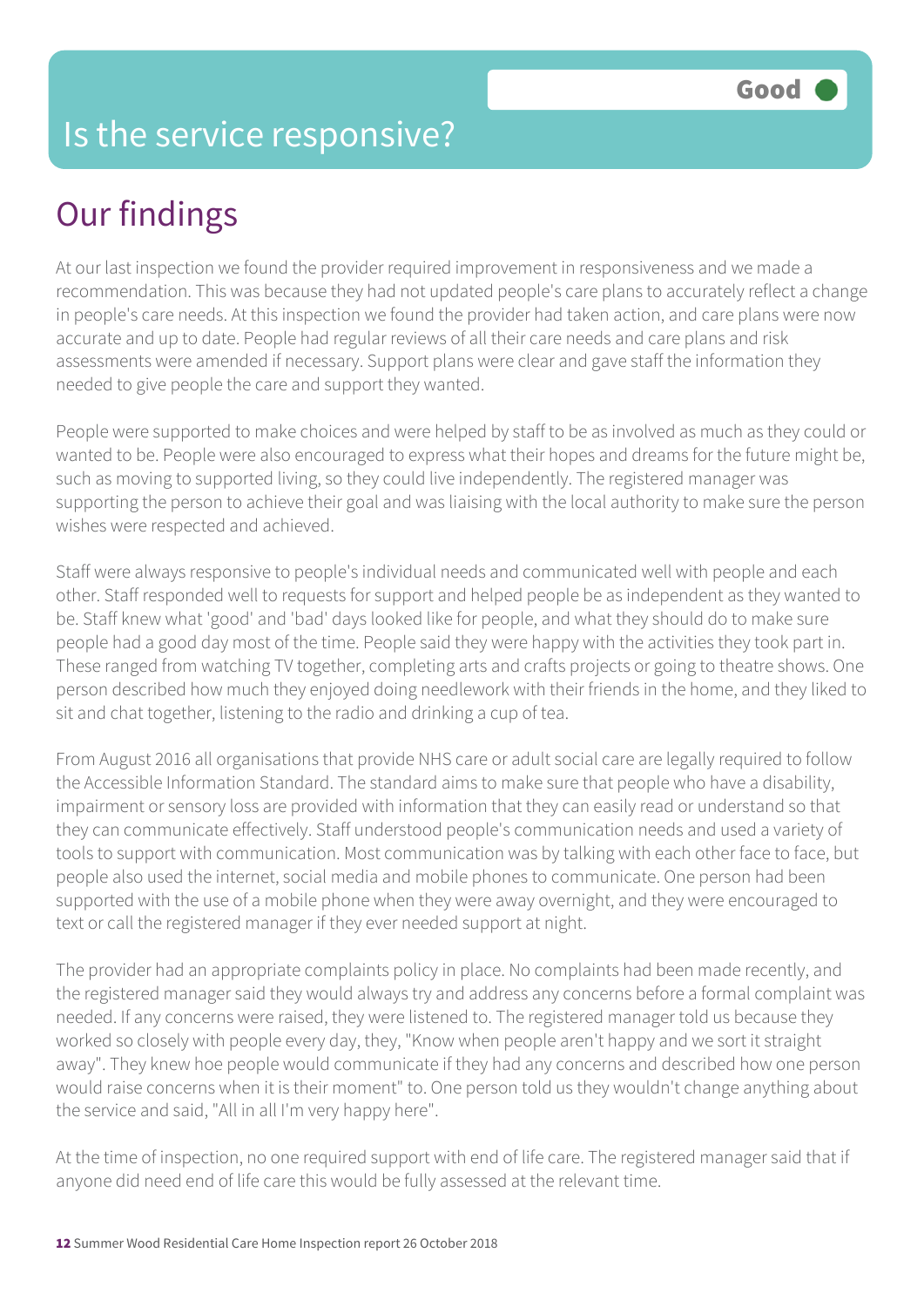Good

# Is the service responsive?

## Our findings

At our last inspection we found the provider required improvement in responsiveness and we made a recommendation. This was because they had not updated people's care plans to accurately reflect a change in people's care needs. At this inspection we found the provider had taken action, and care plans were now accurate and up to date. People had regular reviews of all their care needs and care plans and risk assessments were amended if necessary. Support plans were clear and gave staff the information they needed to give people the care and support they wanted.

People were supported to make choices and were helped by staff to be as involved as much as they could or wanted to be. People were also encouraged to express what their hopes and dreams for the future might be, such as moving to supported living, so they could live independently. The registered manager was supporting the person to achieve their goal and was liaising with the local authority to make sure the person wishes were respected and achieved.

Staff were always responsive to people's individual needs and communicated well with people and each other. Staff responded well to requests for support and helped people be as independent as they wanted to be. Staff knew what 'good' and 'bad' days looked like for people, and what they should do to make sure people had a good day most of the time. People said they were happy with the activities they took part in. These ranged from watching TV together, completing arts and crafts projects or going to theatre shows. One person described how much they enjoyed doing needlework with their friends in the home, and they liked to sit and chat together, listening to the radio and drinking a cup of tea.

From August 2016 all organisations that provide NHS care or adult social care are legally required to follow the Accessible Information Standard. The standard aims to make sure that people who have a disability, impairment or sensory loss are provided with information that they can easily read or understand so that they can communicate effectively. Staff understood people's communication needs and used a variety of tools to support with communication. Most communication was by talking with each other face to face, but people also used the internet, social media and mobile phones to communicate. One person had been supported with the use of a mobile phone when they were away overnight, and they were encouraged to text or call the registered manager if they ever needed support at night.

The provider had an appropriate complaints policy in place. No complaints had been made recently, and the registered manager said they would always try and address any concerns before a formal complaint was needed. If any concerns were raised, they were listened to. The registered manager told us because they worked so closely with people every day, they, "Know when people aren't happy and we sort it straight away". They knew hoe people would communicate if they had any concerns and described how one person would raise concerns when it is their moment" to. One person told us they wouldn't change anything about the service and said, "All in all I'm very happy here".

At the time of inspection, no one required support with end of life care. The registered manager said that if anyone did need end of life care this would be fully assessed at the relevant time.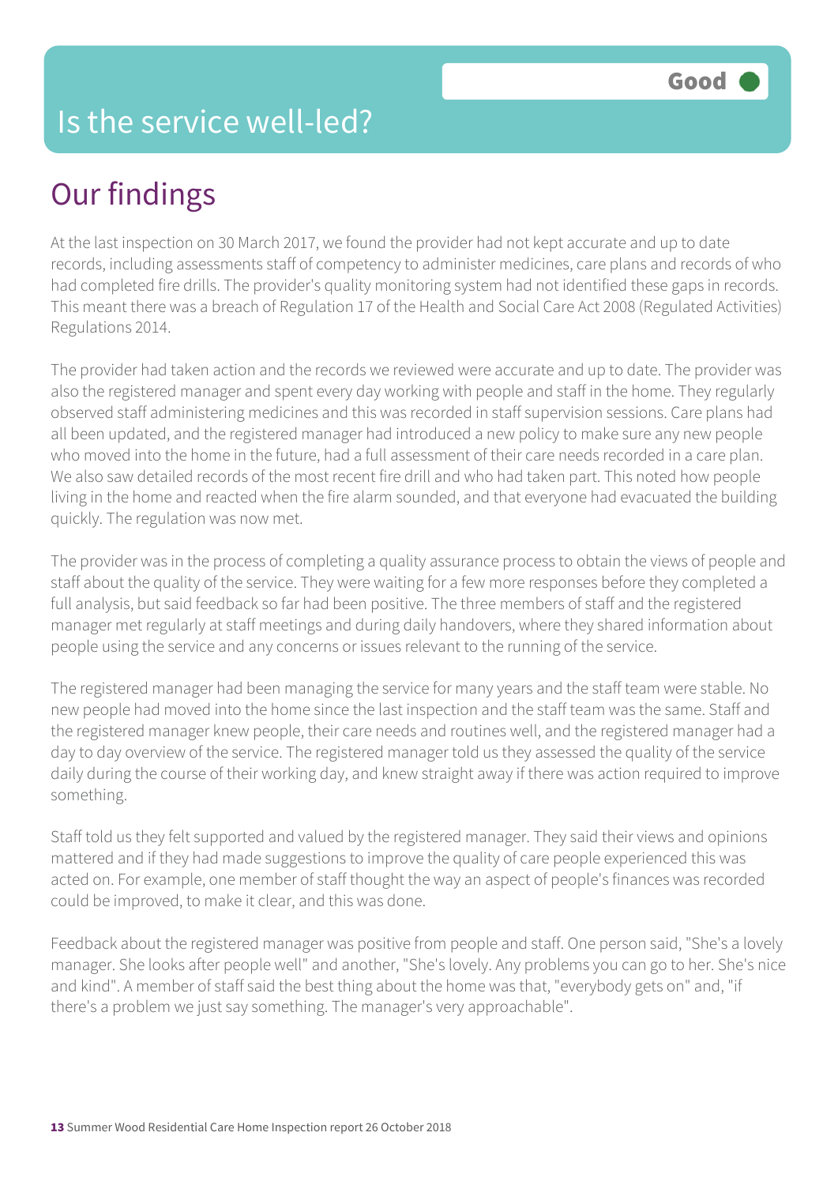# Is the service well-led?

Good

## Our findings

At the last inspection on 30 March 2017, we found the provider had not kept accurate and up to date records, including assessments staff of competency to administer medicines, care plans and records of who had completed fire drills. The provider's quality monitoring system had not identified these gaps in records. This meant there was a breach of Regulation 17 of the Health and Social Care Act 2008 (Regulated Activities) Regulations 2014.

The provider had taken action and the records we reviewed were accurate and up to date. The provider was also the registered manager and spent every day working with people and staff in the home. They regularly observed staff administering medicines and this was recorded in staff supervision sessions. Care plans had all been updated, and the registered manager had introduced a new policy to make sure any new people who moved into the home in the future, had a full assessment of their care needs recorded in a care plan. We also saw detailed records of the most recent fire drill and who had taken part. This noted how people living in the home and reacted when the fire alarm sounded, and that everyone had evacuated the building quickly. The regulation was now met.

The provider was in the process of completing a quality assurance process to obtain the views of people and staff about the quality of the service. They were waiting for a few more responses before they completed a full analysis, but said feedback so far had been positive. The three members of staff and the registered manager met regularly at staff meetings and during daily handovers, where they shared information about people using the service and any concerns or issues relevant to the running of the service.

The registered manager had been managing the service for many years and the staff team were stable. No new people had moved into the home since the last inspection and the staff team was the same. Staff and the registered manager knew people, their care needs and routines well, and the registered manager had a day to day overview of the service. The registered manager told us they assessed the quality of the service daily during the course of their working day, and knew straight away if there was action required to improve something.

Staff told us they felt supported and valued by the registered manager. They said their views and opinions mattered and if they had made suggestions to improve the quality of care people experienced this was acted on. For example, one member of staff thought the way an aspect of people's finances was recorded could be improved, to make it clear, and this was done.

Feedback about the registered manager was positive from people and staff. One person said, "She's a lovely manager. She looks after people well" and another, "She's lovely. Any problems you can go to her. She's nice and kind". A member of staff said the best thing about the home was that, "everybody gets on" and, "if there's a problem we just say something. The manager's very approachable".